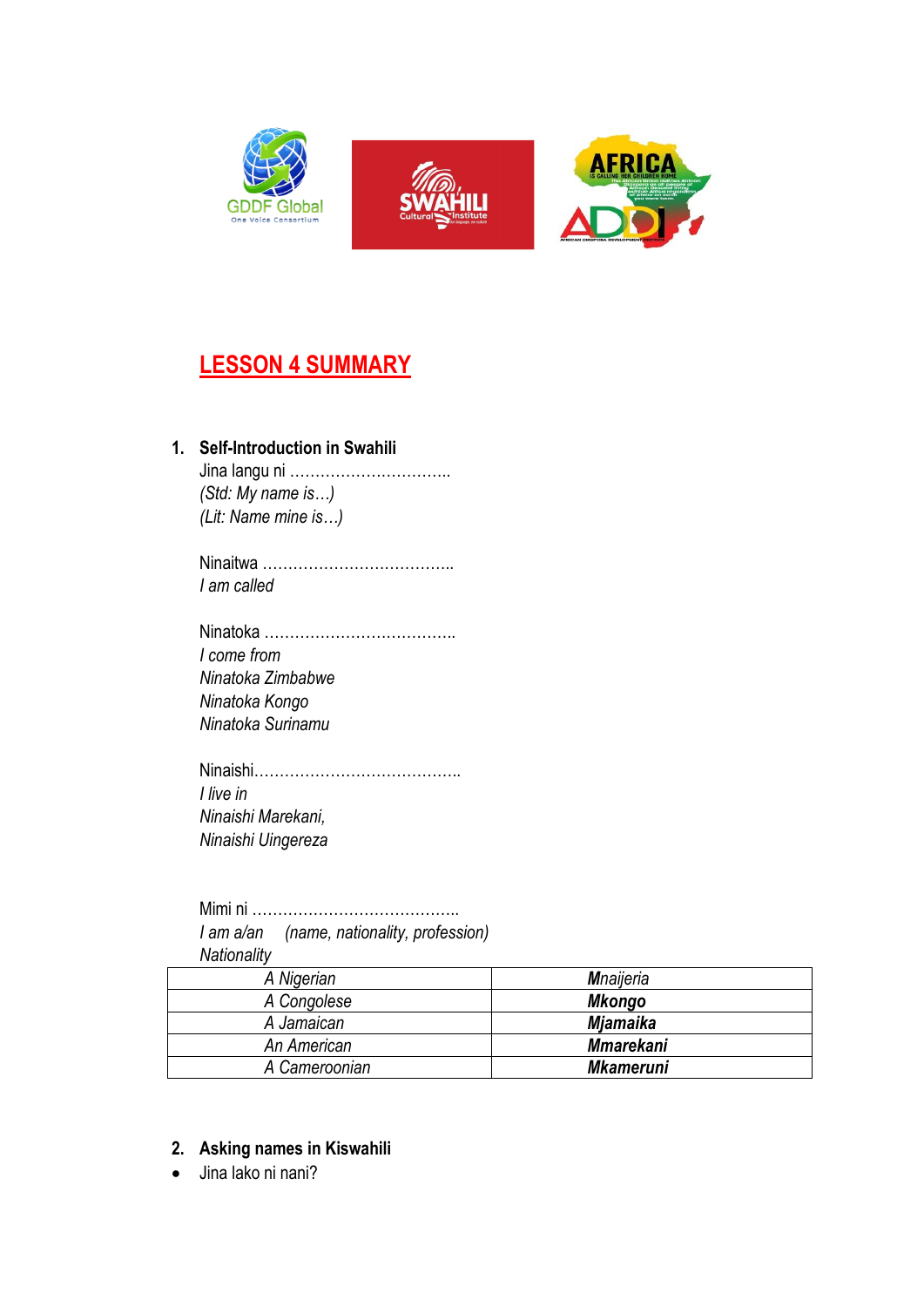## LESSON 4 SUMMARY

1. **Self-Introduction in Swahili**

   Jina langu ni ………………………….
   *(Std: My name is…)*
   *(Lit: Name mine is…)*

   Ninaitwa ………………………………..
   *I am called*

   Ninatoka ………………………………..
   *I come from*
   *Ninatoka Zimbabwe*
   *Ninatoka Kongo*
   *Ninatoka Surinamu*

   Ninaishi…………………………………..
   *I live in*
   *Ninaishi Marekani,*
   *Ninaishi Uingereza*

   Mimi ni …………………………………..
   *I am a/an (name, nationality, profession)*
   *Nationality*

| *A Nigerian* | ***M**naijeria* |
|---|---|
| *A Congolese* | ***Mkongo*** |
| *A Jamaican* | ***Mjamaika*** |
| *An American* | ***Mmarekani*** |
| *A Cameroonian* | ***Mkameruni*** |

2. **Asking names in Kiswahili**

- Jina lako ni nani?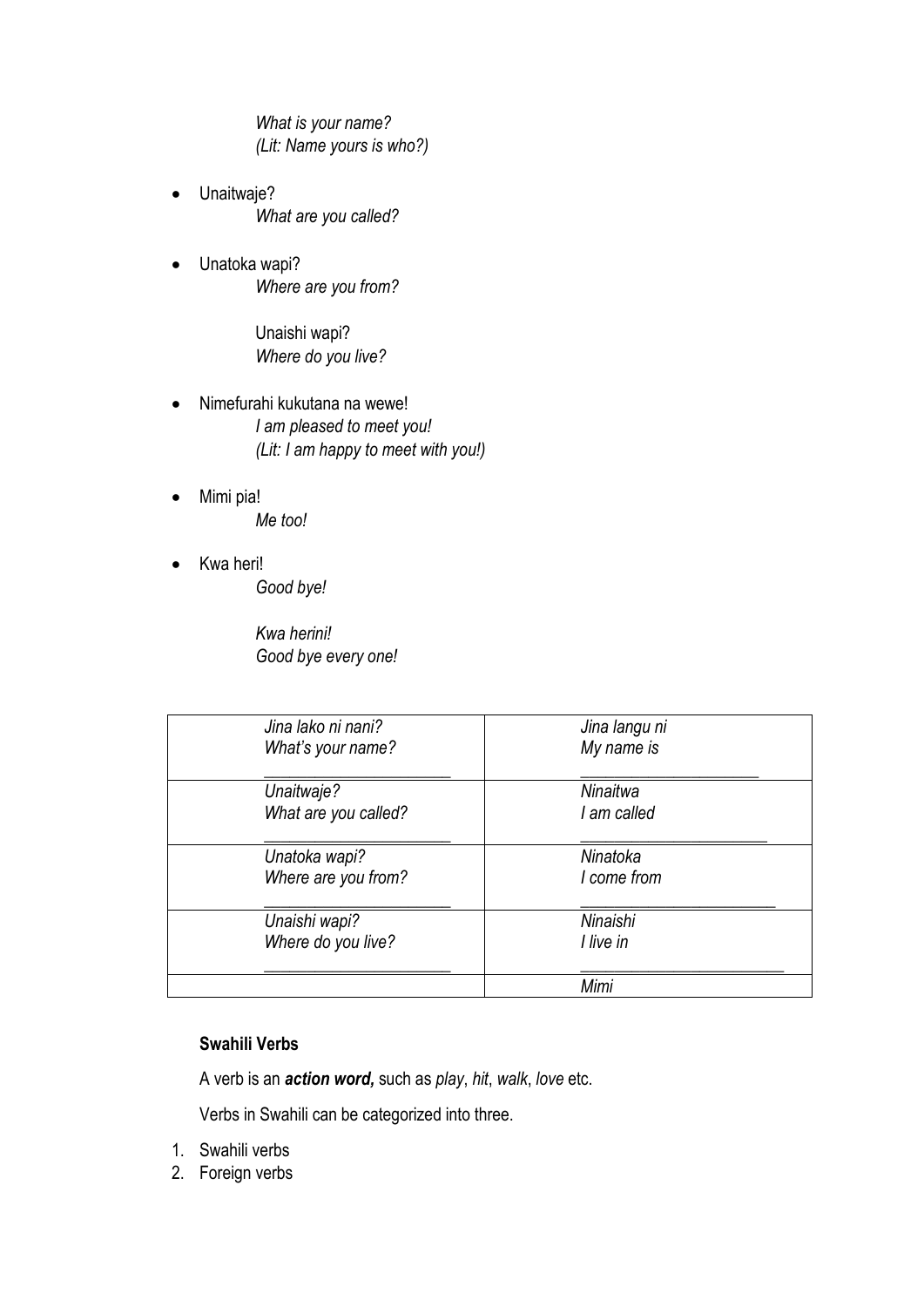*What is your name?*
*(Lit: Name yours is who?)*

- Unaitwaje?
  *What are you called?*

- Unatoka wapi?
  *Where are you from?*

  Unaishi wapi?
  *Where do you live?*

- Nimefurahi kukutana na wewe!
  *I am pleased to meet you!*
  *(Lit: I am happy to meet with you!)*

- Mimi pia!
  *Me too!*

- Kwa heri!
  *Good bye!*

  *Kwa herini!*
  *Good bye every one!*

| | |
|---|---|
| *Jina lako ni nani?*<br>*What's your name?*<br>______________________ | *Jina langu ni*<br>*My name is*<br>______________________ |
| *Unaitwaje?*<br>*What are you called?*<br>______________________ | *Ninaitwa*<br>*I am called*<br>______________________ |
| *Unatoka wapi?*<br>*Where are you from?*<br>______________________ | *Ninatoka*<br>*I come from*<br>______________________ |
| *Unaishi wapi?*<br>*Where do you live?*<br>______________________ | *Ninaishi*<br>*I live in*<br>______________________ |
| | *Mimi* |

**Swahili Verbs**

A verb is an ***action word,*** such as *play*, *hit*, *walk*, *love* etc.

Verbs in Swahili can be categorized into three.

1. Swahili verbs
2. Foreign verbs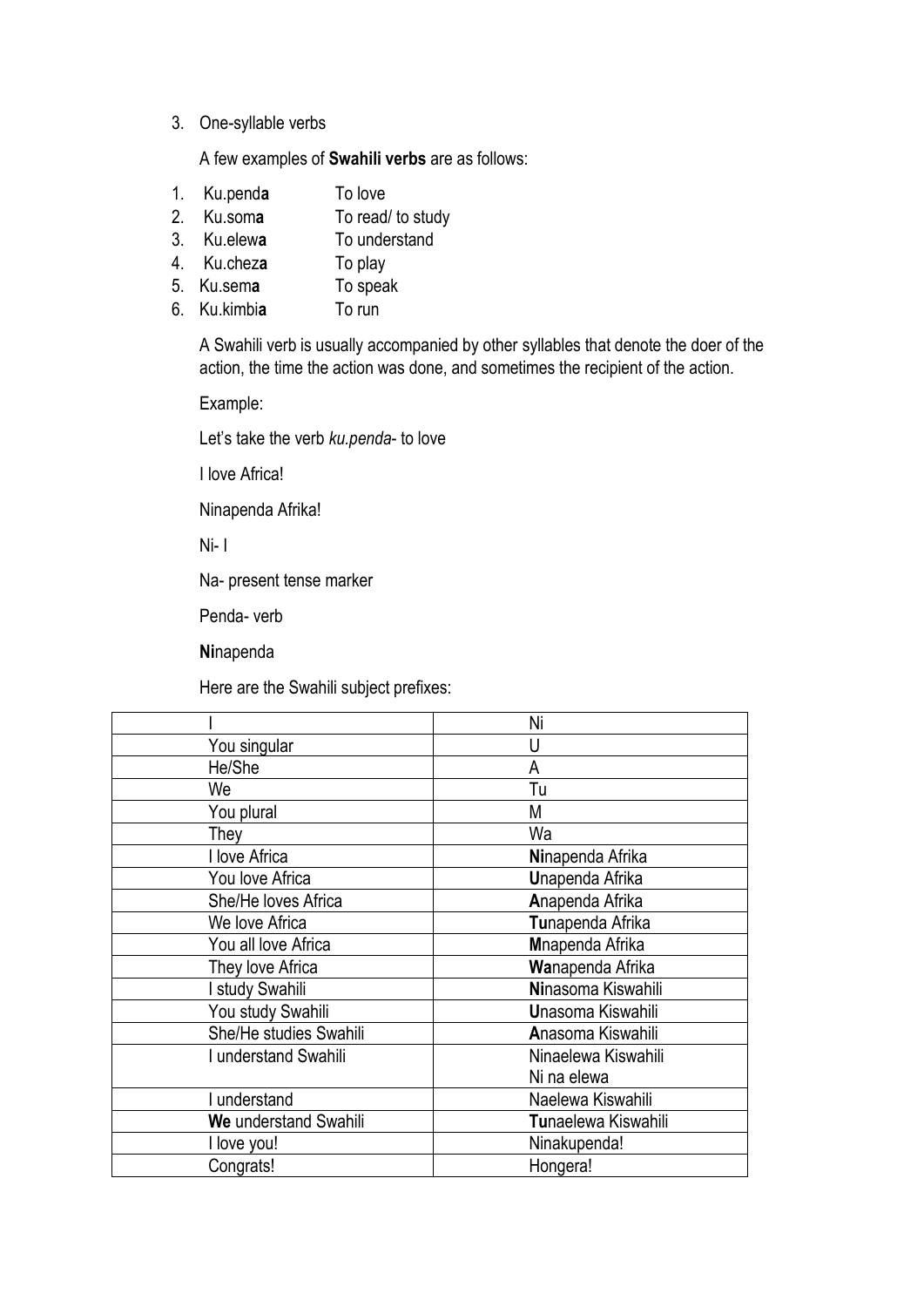3. One-syllable verbs

A few examples of **Swahili verbs** are as follows:

1. Ku.pend**a** To love
2. Ku.som**a** To read/ to study
3. Ku.elew**a** To understand
4. Ku.chez**a** To play
5. Ku.sem**a** To speak
6. Ku.kimbi**a** To run

A Swahili verb is usually accompanied by other syllables that denote the doer of the action, the time the action was done, and sometimes the recipient of the action.

Example:

Let's take the verb *ku.penda*- to love

I love Africa!

Ninapenda Afrika!

Ni- I

Na- present tense marker

Penda- verb

**Ni**napenda

Here are the Swahili subject prefixes:

| I | Ni |
|---|---|
| You singular | U |
| He/She | A |
| We | Tu |
| You plural | M |
| They | Wa |
| I love Africa | **Ni**napenda Afrika |
| You love Africa | **U**napenda Afrika |
| She/He loves Africa | **A**napenda Afrika |
| We love Africa | **Tu**napenda Afrika |
| You all love Africa | **M**napenda Afrika |
| They love Africa | **Wa**napenda Afrika |
| I study Swahili | **Ni**nasoma Kiswahili |
| You study Swahili | **U**nasoma Kiswahili |
| She/He studies Swahili | **A**nasoma Kiswahili |
| I understand Swahili | Ninaelewa Kiswahili<br>Ni na elewa |
| I understand | Naelewa Kiswahili |
| **We** understand Swahili | **Tu**naelewa Kiswahili |
| I love you! | Ninakupenda! |
| Congrats! | Hongera! |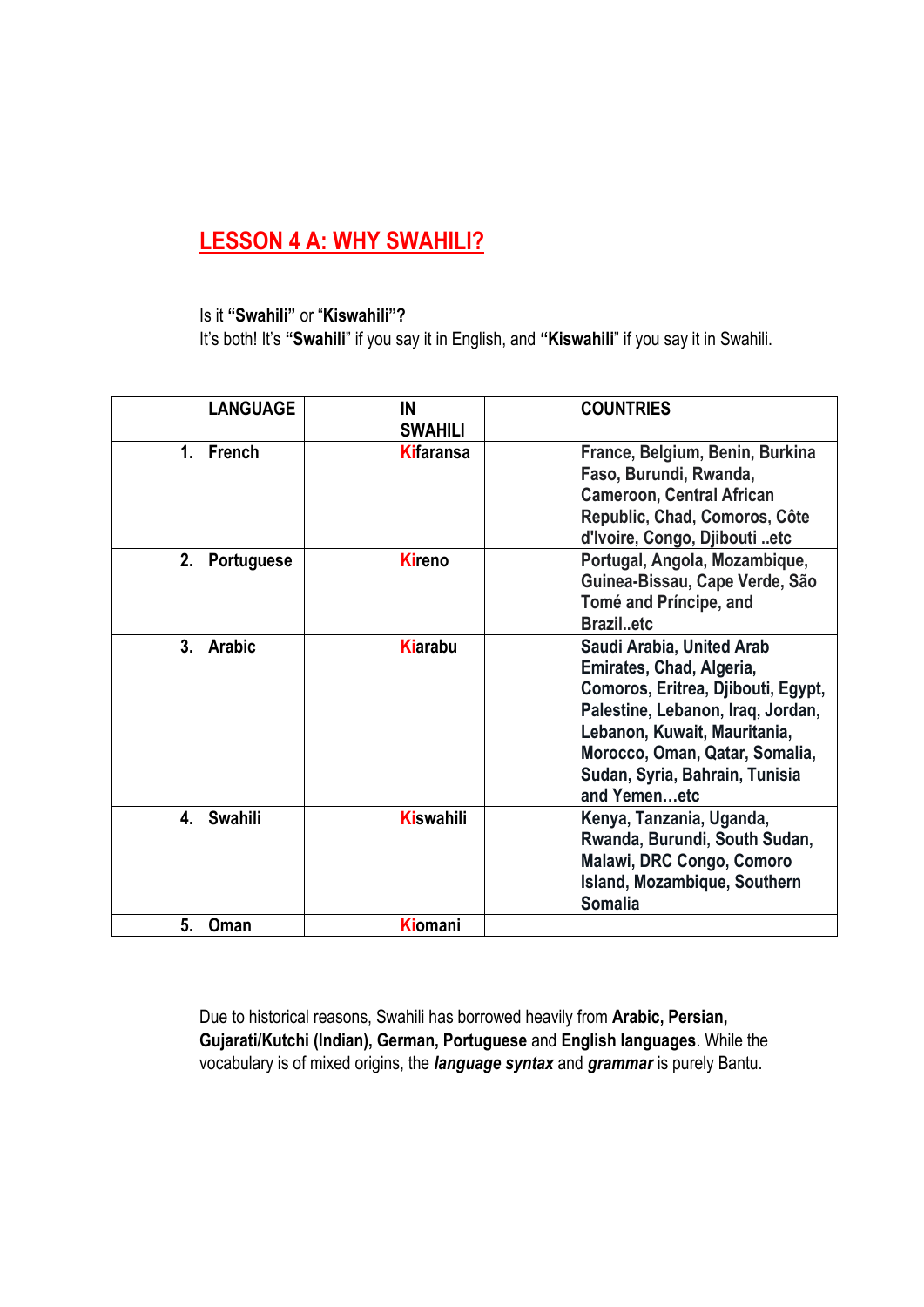## LESSON 4 A: WHY SWAHILI?

Is it **"Swahili"** or "**Kiswahili**"**?**
It's both! It's **"Swahili**" if you say it in English, and **"Kiswahili**" if you say it in Swahili.

| LANGUAGE | IN SWAHILI | COUNTRIES |
|---|---|---|
| 1. French | Kifaransa | France, Belgium, Benin, Burkina Faso, Burundi, Rwanda, Cameroon, Central African Republic, Chad, Comoros, Côte d'Ivoire, Congo, Djibouti ..etc |
| 2. Portuguese | Kireno | Portugal, Angola, Mozambique, Guinea-Bissau, Cape Verde, São Tomé and Príncipe, and Brazil..etc |
| 3. Arabic | Kiarabu | Saudi Arabia, United Arab Emirates, Chad, Algeria, Comoros, Eritrea, Djibouti, Egypt, Palestine, Lebanon, Iraq, Jordan, Lebanon, Kuwait, Mauritania, Morocco, Oman, Qatar, Somalia, Sudan, Syria, Bahrain, Tunisia and Yemen…etc |
| 4. Swahili | Kiswahili | Kenya, Tanzania, Uganda, Rwanda, Burundi, South Sudan, Malawi, DRC Congo, Comoro Island, Mozambique, Southern Somalia |
| 5. Oman | Kiomani | |

Due to historical reasons, Swahili has borrowed heavily from **Arabic, Persian, Gujarati/Kutchi (Indian), German, Portuguese** and **English languages**. While the vocabulary is of mixed origins, the ***language syntax*** and ***grammar*** is purely Bantu.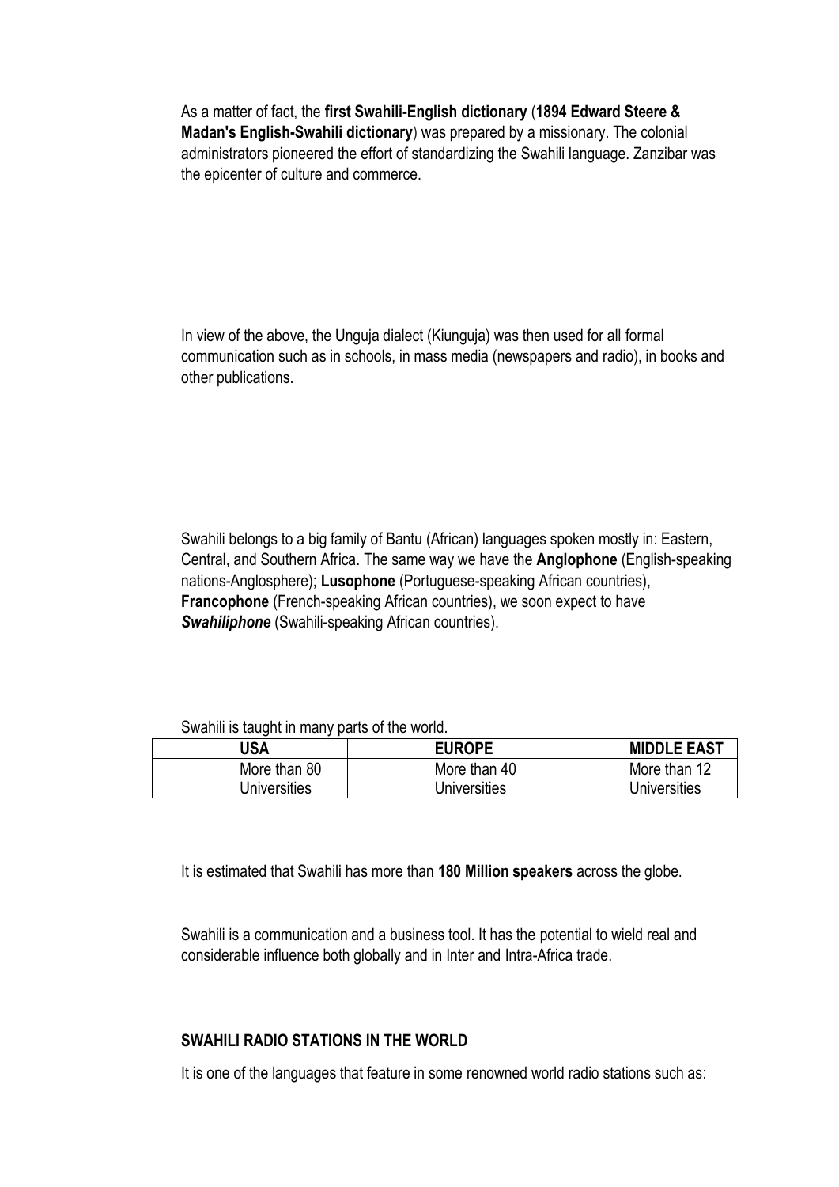As a matter of fact, the **first Swahili-English dictionary** (**1894 Edward Steere & Madan's English-Swahili dictionary**) was prepared by a missionary. The colonial administrators pioneered the effort of standardizing the Swahili language. Zanzibar was the epicenter of culture and commerce.

In view of the above, the Unguja dialect (Kiunguja) was then used for all formal communication such as in schools, in mass media (newspapers and radio), in books and other publications.

Swahili belongs to a big family of Bantu (African) languages spoken mostly in: Eastern, Central, and Southern Africa. The same way we have the **Anglophone** (English-speaking nations-Anglosphere); **Lusophone** (Portuguese-speaking African countries), **Francophone** (French-speaking African countries), we soon expect to have ***Swahiliphone*** (Swahili-speaking African countries).

Swahili is taught in many parts of the world.

| USA | EUROPE | MIDDLE EAST |
|---|---|---|
| More than 80 Universities | More than 40 Universities | More than 12 Universities |

It is estimated that Swahili has more than **180 Million speakers** across the globe.

Swahili is a communication and a business tool. It has the potential to wield real and considerable influence both globally and in Inter and Intra-Africa trade.

## SWAHILI RADIO STATIONS IN THE WORLD

It is one of the languages that feature in some renowned world radio stations such as: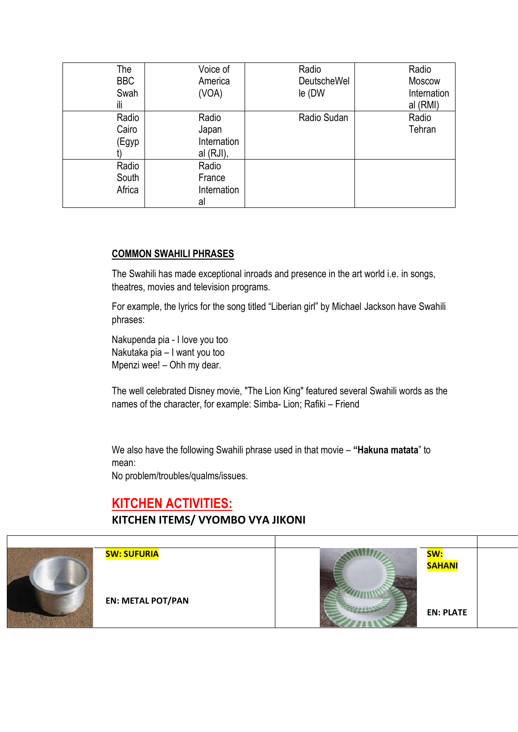| The BBC Swahili | Voice of America (VOA) | Radio DeutscheWelle (DW | Radio Moscow International (RMI) |
|---|---|---|---|
| Radio Cairo (Egypt) | Radio Japan International (RJI), | Radio Sudan | Radio Tehran |
| Radio South Africa | Radio France International | | |

## COMMON SWAHILI PHRASES

The Swahili has made exceptional inroads and presence in the art world i.e. in songs, theatres, movies and television programs.

For example, the lyrics for the song titled "Liberian girl" by Michael Jackson have Swahili phrases:

Nakupenda pia - I love you too
Nakutaka pia – I want you too
Mpenzi wee! – Ohh my dear.

The well celebrated Disney movie, "The Lion King" featured several Swahili words as the names of the character, for example: Simba- Lion; Rafiki – Friend

We also have the following Swahili phrase used in that movie – **"Hakuna matata"** to mean:
No problem/troubles/qualms/issues.

# KITCHEN ACTIVITIES:

## KITCHEN ITEMS/ VYOMBO VYA JIKONI

| | | | | | |
|---|---|---|---|---|---|
| | **SW: SUFURIA**<br><br>**EN: METAL POT/PAN** | | | **SW: SAHANI**<br><br>**EN: PLATE** | |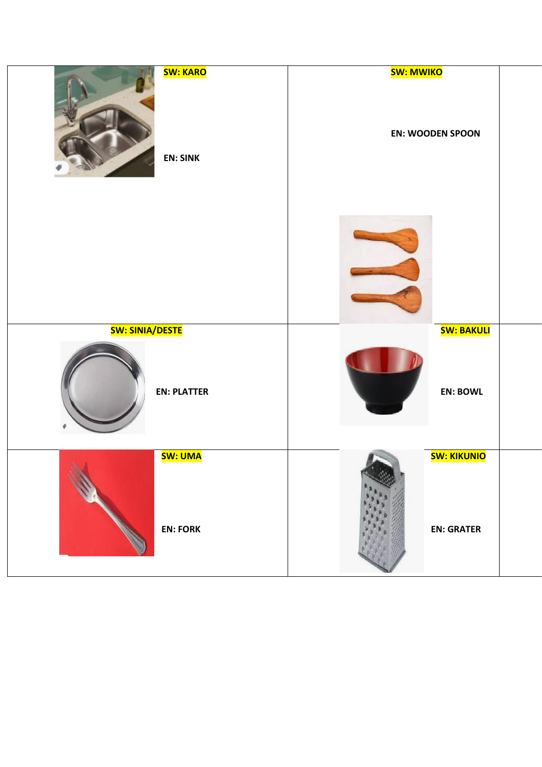| | |
|---|---|
| **SW: KARO** **EN: SINK** | **SW: MWIKO** **EN: WOODEN SPOON** |
| **SW: SINIA/DESTE** **EN: PLATTER** | **SW: BAKULI** **EN: BOWL** |
| **SW: UMA** **EN: FORK** | **SW: KIKUNIO** **EN: GRATER** |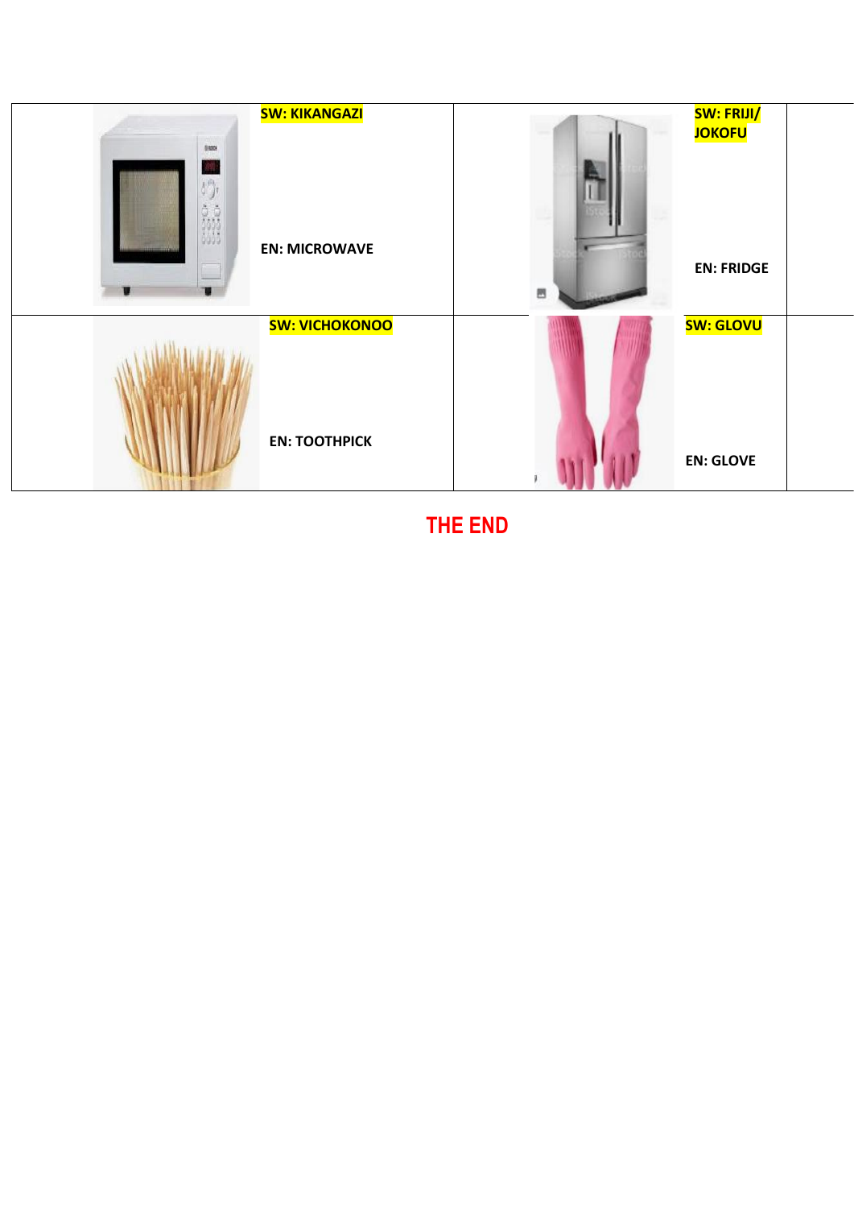| | | | |
|---|---|---|---|
| | **SW: KIKANGAZI**<br><br>**EN: MICROWAVE** | | **SW: FRIJI/ JOKOFU**<br><br>**EN: FRIDGE** |
| | **SW: VICHOKONOO**<br><br>**EN: TOOTHPICK** | | **SW: GLOVU**<br><br>**EN: GLOVE** |

**THE END**